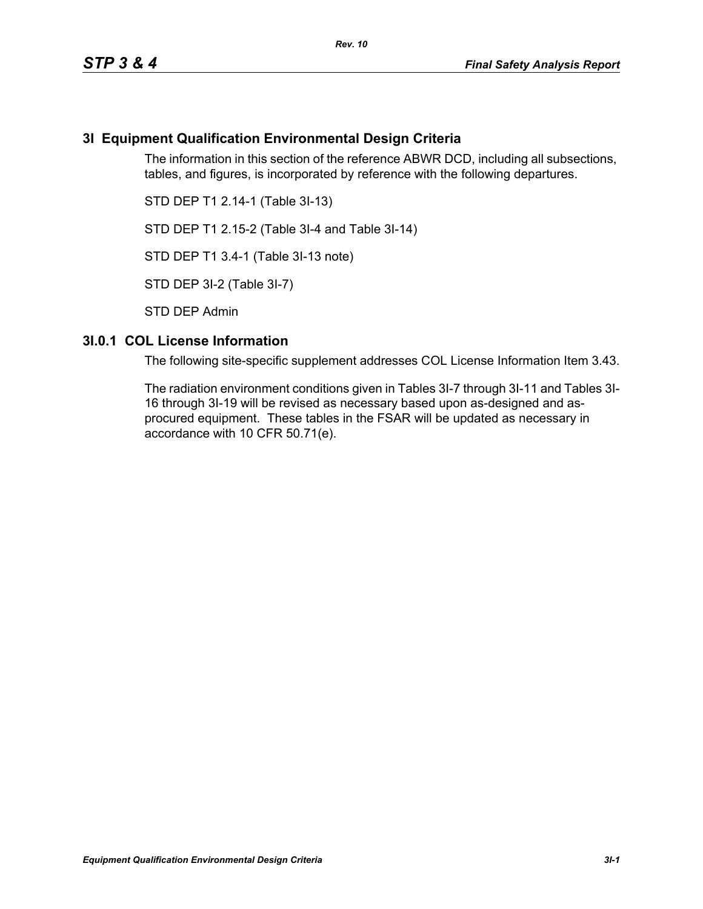# 3I Equipment Qualification Environmental Design Criteria

The information in this section of the reference ABWR DCD, including all subsections, tables, and figures, is incorporated by reference with the following departures.

STD DEP T1 2.14-1 (Table 3I-13)

STD DEP T1 2.15-2 (Table 3I-4 and Table 3I-14)

STD DEP T1 3.4-1 (Table 3I-13 note)

STD DEP 3I-2 (Table 3I-7)

STD DEP Admin

## 3I.0.1 COL License Information

The following site-specific supplement addresses COL License Information Item 3.43.

The radiation environment conditions given in Tables 3I-7 through 3I-11 and Tables 3I-16 through 3I-19 will be revised as necessary based upon as-designed and as-procured equipment. These tables in the FSAR will be updated as necessary in accordance with 10 CFR 50.71(e).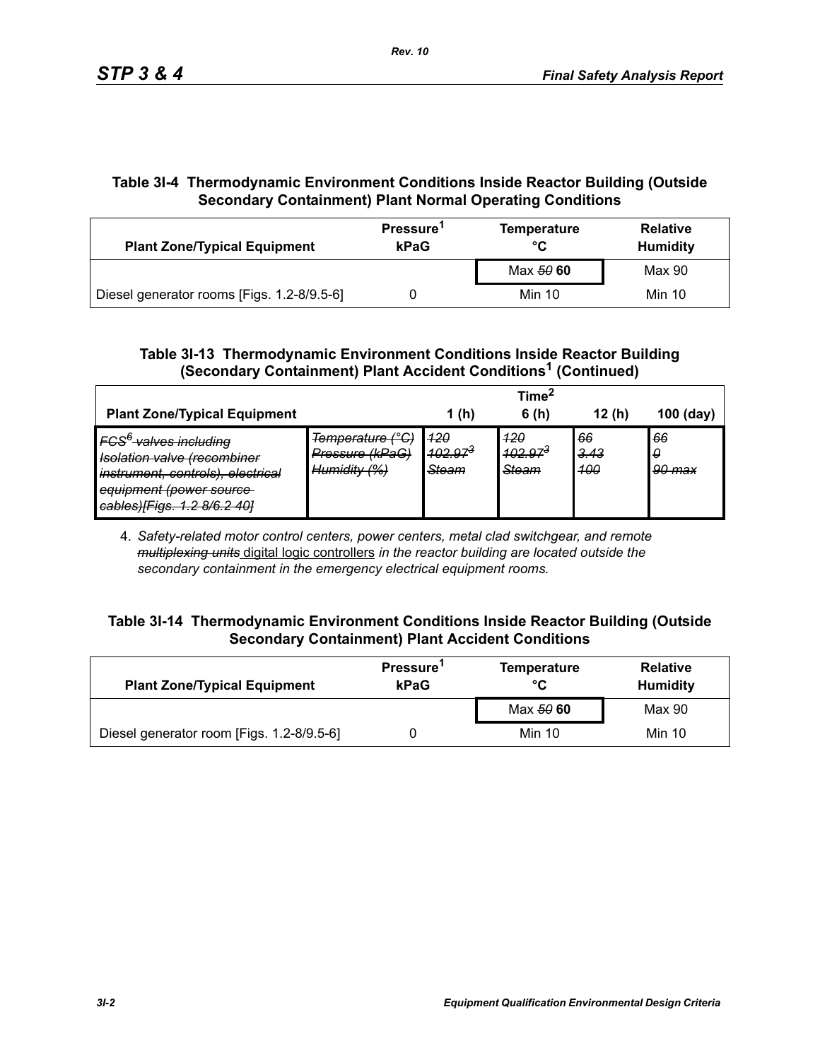### Table 3I-4 Thermodynamic Environment Conditions Inside Reactor Building (Outside Secondary Containment) Plant Normal Operating Conditions

| Plant Zone/Typical Equipment | Pressure[1] kPaG | Temperature °C | Relative Humidity |
|---|---|---|---|
| | | Max ~~50~~ **60** | Max 90 |
| Diesel generator rooms [Figs. 1.2-8/9.5-6] | 0 | Min 10 | Min 10 |

### Table 3I-13 Thermodynamic Environment Conditions Inside Reactor Building (Secondary Containment) Plant Accident Conditions[1] (Continued)

| Plant Zone/Typical Equipment | | Time[2] 1 (h) | 6 (h) | 12 (h) | 100 (day) |
|---|---|---|---|---|---|
| ~~*FCS[6] valves including Isolation valve (recombiner instrument, controls), electrical equipment (power source cables)[Figs. 1.2 8/6.2 40]*~~ | ~~*Temperature (°C) Pressure (kPaG) Humidity (%)*~~ | ~~*120 102.97[3] Steam*~~ | ~~*120 102.97[3] Steam*~~ | ~~*66 3.43 100*~~ | ~~*66 0 90 max*~~ |

4. *Safety-related motor control centers, power centers, metal clad switchgear, and remote* ~~*multiplexing units*~~ <u>digital logic controllers</u> *in the reactor building are located outside the secondary containment in the emergency electrical equipment rooms.*

### Table 3I-14 Thermodynamic Environment Conditions Inside Reactor Building (Outside Secondary Containment) Plant Accident Conditions

| Plant Zone/Typical Equipment | Pressure[1] kPaG | Temperature °C | Relative Humidity |
|---|---|---|---|
| | | Max ~~50~~ **60** | Max 90 |
| Diesel generator room [Figs. 1.2-8/9.5-6] | 0 | Min 10 | Min 10 |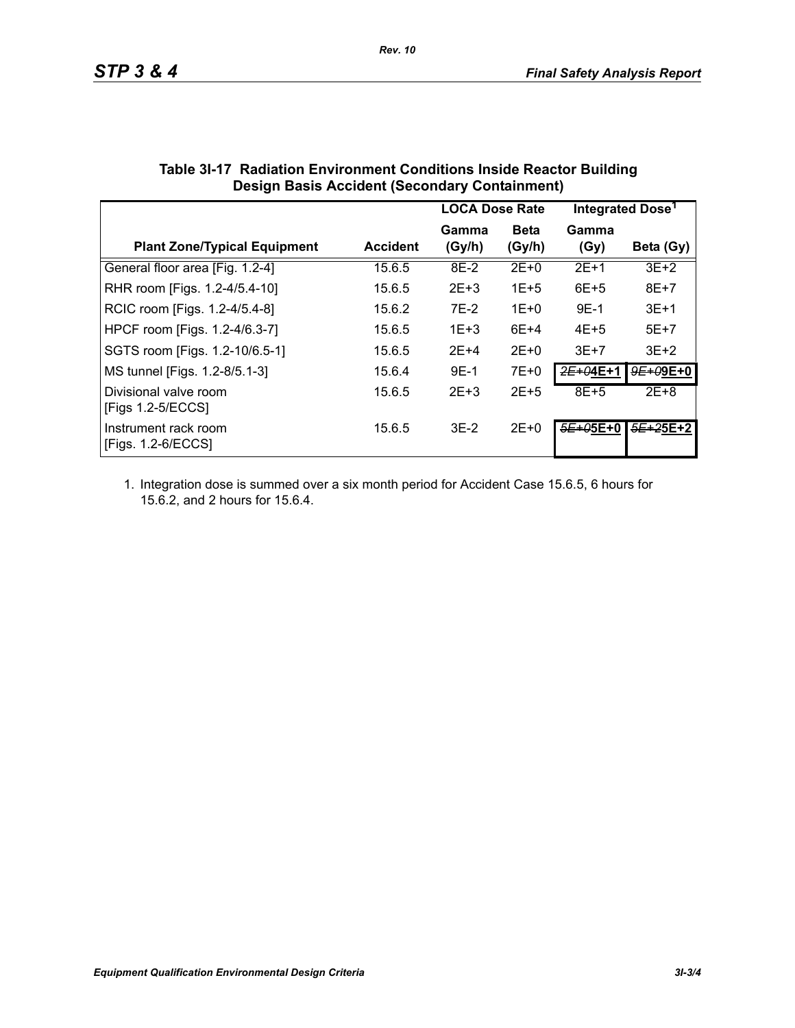**Table 3I-17 Radiation Environment Conditions Inside Reactor Building Design Basis Accident (Secondary Containment)**

| Plant Zone/Typical Equipment | Accident | LOCA Dose Rate | | Integrated Dose[1] | |
|---|---|---|---|---|---|
| | | Gamma (Gy/h) | Beta (Gy/h) | Gamma (Gy) | Beta (Gy) |
| General floor area [Fig. 1.2-4] | 15.6.5 | 8E-2 | 2E+0 | 2E+1 | 3E+2 |
| RHR room [Figs. 1.2-4/5.4-10] | 15.6.5 | 2E+3 | 1E+5 | 6E+5 | 8E+7 |
| RCIC room [Figs. 1.2-4/5.4-8] | 15.6.2 | 7E-2 | 1E+0 | 9E-1 | 3E+1 |
| HPCF room [Figs. 1.2-4/6.3-7] | 15.6.5 | 1E+3 | 6E+4 | 4E+5 | 5E+7 |
| SGTS room [Figs. 1.2-10/6.5-1] | 15.6.5 | 2E+4 | 2E+0 | 3E+7 | 3E+2 |
| MS tunnel [Figs. 1.2-8/5.1-3] | 15.6.4 | 9E-1 | 7E+0 | ~~2E+0~~ **4E+1** | ~~9E+0~~ **9E+0** |
| Divisional valve room [Figs 1.2-5/ECCS] | 15.6.5 | 2E+3 | 2E+5 | 8E+5 | 2E+8 |
| Instrument rack room [Figs. 1.2-6/ECCS] | 15.6.5 | 3E-2 | 2E+0 | ~~5E+0~~ **5E+0** | ~~5E+2~~ **5E+2** |

1. Integration dose is summed over a six month period for Accident Case 15.6.5, 6 hours for 15.6.2, and 2 hours for 15.6.4.